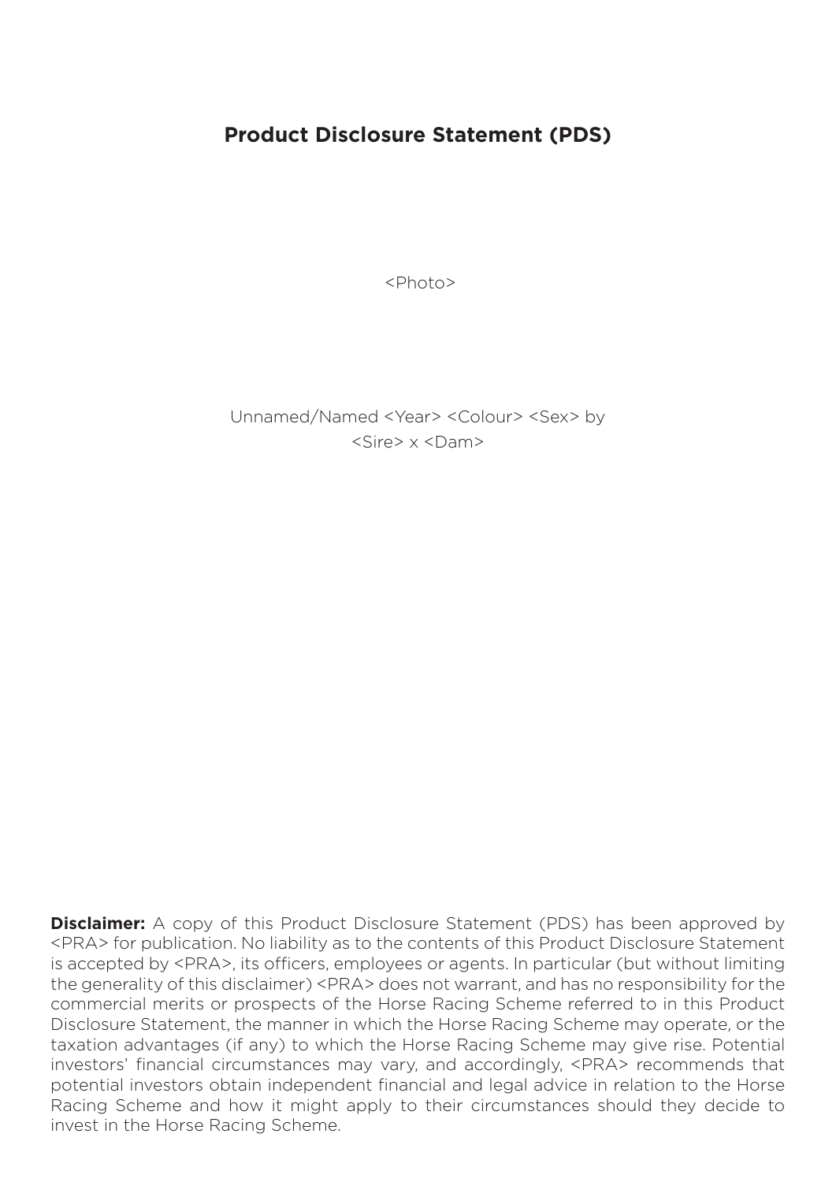# Product Disclosure Statement (PDS)

<Photo>

Unnamed/Named <Year> <Colour> <Sex> by
<Sire> x <Dam>

**Disclaimer:** A copy of this Product Disclosure Statement (PDS) has been approved by <PRA> for publication. No liability as to the contents of this Product Disclosure Statement is accepted by <PRA>, its officers, employees or agents. In particular (but without limiting the generality of this disclaimer) <PRA> does not warrant, and has no responsibility for the commercial merits or prospects of the Horse Racing Scheme referred to in this Product Disclosure Statement, the manner in which the Horse Racing Scheme may operate, or the taxation advantages (if any) to which the Horse Racing Scheme may give rise. Potential investors' financial circumstances may vary, and accordingly, <PRA> recommends that potential investors obtain independent financial and legal advice in relation to the Horse Racing Scheme and how it might apply to their circumstances should they decide to invest in the Horse Racing Scheme.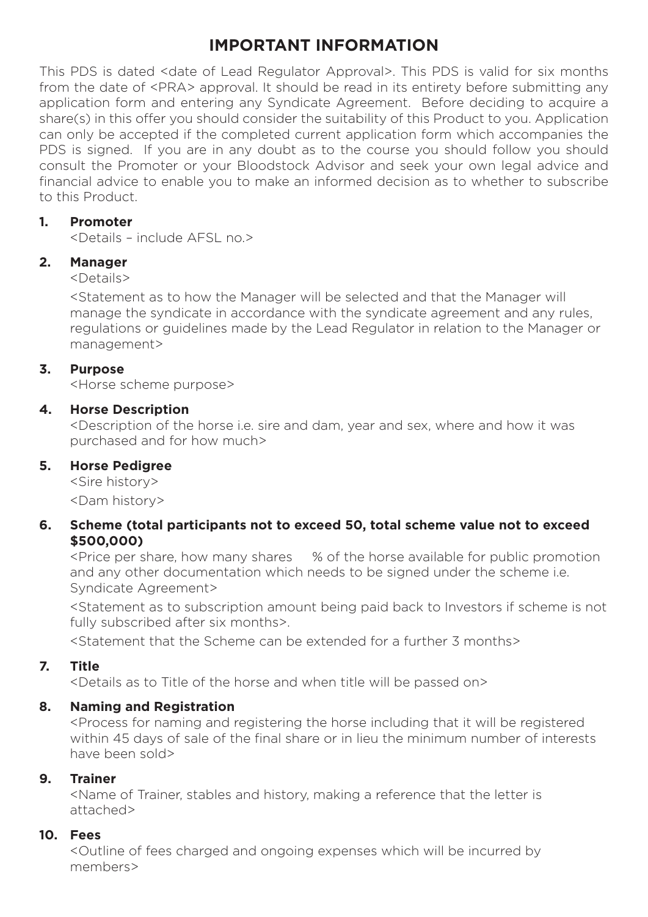# IMPORTANT INFORMATION

This PDS is dated <date of Lead Regulator Approval>. This PDS is valid for six months from the date of <PRA> approval. It should be read in its entirety before submitting any application form and entering any Syndicate Agreement. Before deciding to acquire a share(s) in this offer you should consider the suitability of this Product to you. Application can only be accepted if the completed current application form which accompanies the PDS is signed. If you are in any doubt as to the course you should follow you should consult the Promoter or your Bloodstock Advisor and seek your own legal advice and financial advice to enable you to make an informed decision as to whether to subscribe to this Product.

**1. Promoter**

<Details – include AFSL no.>

**2. Manager**

<Details>

<Statement as to how the Manager will be selected and that the Manager will manage the syndicate in accordance with the syndicate agreement and any rules, regulations or guidelines made by the Lead Regulator in relation to the Manager or management>

**3. Purpose**

<Horse scheme purpose>

**4. Horse Description**

<Description of the horse i.e. sire and dam, year and sex, where and how it was purchased and for how much>

**5. Horse Pedigree**

<Sire history>

<Dam history>

**6. Scheme (total participants not to exceed 50, total scheme value not to exceed $500,000)**

<Price per share, how many shares % of the horse available for public promotion and any other documentation which needs to be signed under the scheme i.e. Syndicate Agreement>

<Statement as to subscription amount being paid back to Investors if scheme is not fully subscribed after six months>.

<Statement that the Scheme can be extended for a further 3 months>

**7. Title**

<Details as to Title of the horse and when title will be passed on>

**8. Naming and Registration**

<Process for naming and registering the horse including that it will be registered within 45 days of sale of the final share or in lieu the minimum number of interests have been sold>

**9. Trainer**

<Name of Trainer, stables and history, making a reference that the letter is attached>

**10. Fees**

<Outline of fees charged and ongoing expenses which will be incurred by members>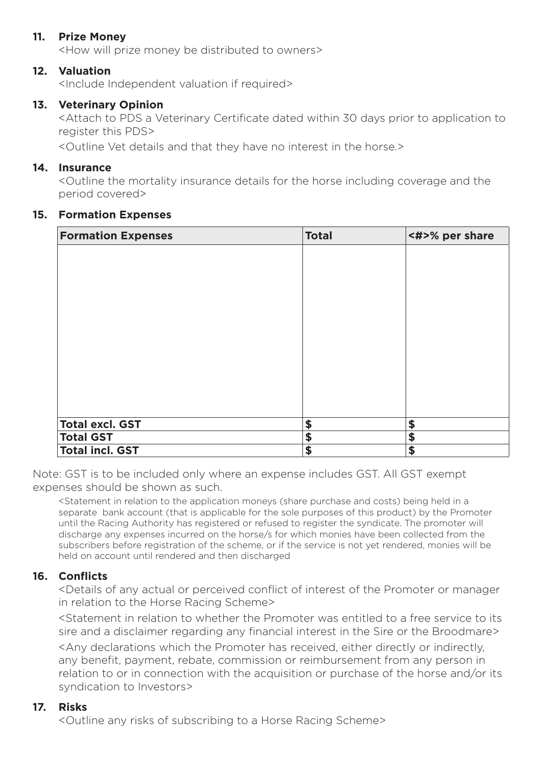**11. Prize Money**

<How will prize money be distributed to owners>

**12. Valuation**

<Include Independent valuation if required>

**13. Veterinary Opinion**

<Attach to PDS a Veterinary Certificate dated within 30 days prior to application to register this PDS>

<Outline Vet details and that they have no interest in the horse.>

**14. Insurance**

<Outline the mortality insurance details for the horse including coverage and the period covered>

**15. Formation Expenses**

| Formation Expenses | Total | <#>% per share |
|---|---|---|
| | | |
| **Total excl. GST** | **$** | **$** |
| **Total GST** | **$** | **$** |
| **Total incl. GST** | **$** | **$** |

Note: GST is to be included only where an expense includes GST. All GST exempt expenses should be shown as such.

<Statement in relation to the application moneys (share purchase and costs) being held in a separate bank account (that is applicable for the sole purposes of this product) by the Promoter until the Racing Authority has registered or refused to register the syndicate. The promoter will discharge any expenses incurred on the horse/s for which monies have been collected from the subscribers before registration of the scheme, or if the service is not yet rendered, monies will be held on account until rendered and then discharged

**16. Conflicts**

<Details of any actual or perceived conflict of interest of the Promoter or manager in relation to the Horse Racing Scheme>

<Statement in relation to whether the Promoter was entitled to a free service to its sire and a disclaimer regarding any financial interest in the Sire or the Broodmare>

<Any declarations which the Promoter has received, either directly or indirectly, any benefit, payment, rebate, commission or reimbursement from any person in relation to or in connection with the acquisition or purchase of the horse and/or its syndication to Investors>

**17. Risks**

<Outline any risks of subscribing to a Horse Racing Scheme>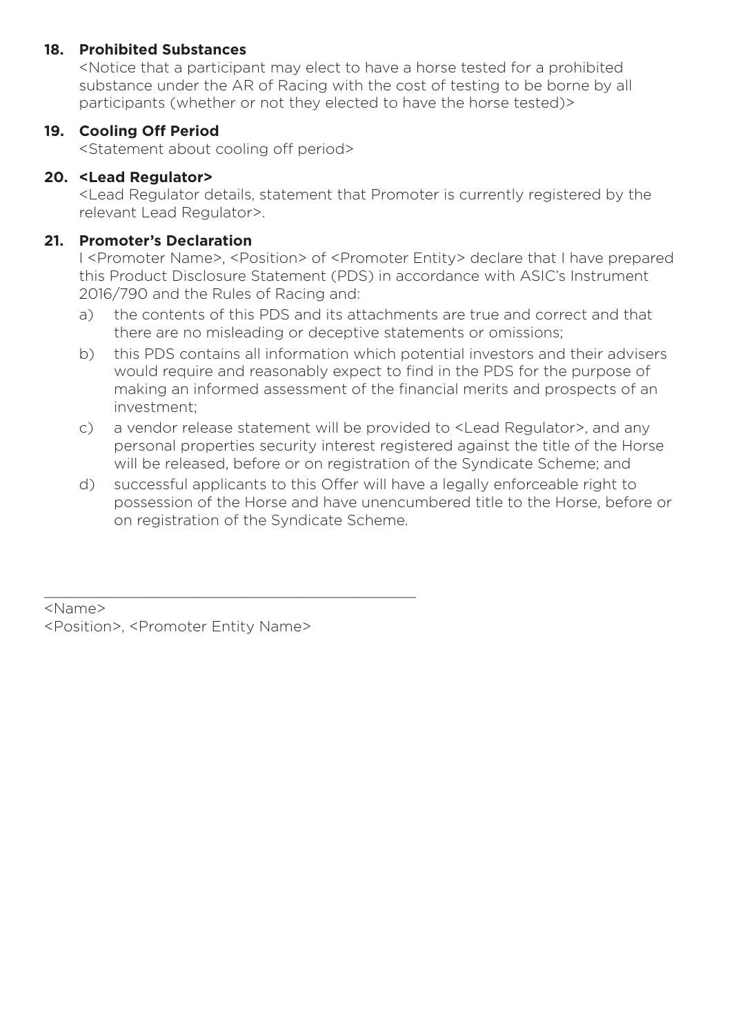**18. Prohibited Substances**

<Notice that a participant may elect to have a horse tested for a prohibited substance under the AR of Racing with the cost of testing to be borne by all participants (whether or not they elected to have the horse tested)>

**19. Cooling Off Period**

<Statement about cooling off period>

**20. <Lead Regulator>**

<Lead Regulator details, statement that Promoter is currently registered by the relevant Lead Regulator>.

**21. Promoter's Declaration**

I <Promoter Name>, <Position> of <Promoter Entity> declare that I have prepared this Product Disclosure Statement (PDS) in accordance with ASIC's Instrument 2016/790 and the Rules of Racing and:

a) the contents of this PDS and its attachments are true and correct and that there are no misleading or deceptive statements or omissions;

b) this PDS contains all information which potential investors and their advisers would require and reasonably expect to find in the PDS for the purpose of making an informed assessment of the financial merits and prospects of an investment;

c) a vendor release statement will be provided to <Lead Regulator>, and any personal properties security interest registered against the title of the Horse will be released, before or on registration of the Syndicate Scheme; and

d) successful applicants to this Offer will have a legally enforceable right to possession of the Horse and have unencumbered title to the Horse, before or on registration of the Syndicate Scheme.

\_\_\_\_\_\_\_\_\_\_\_\_\_\_\_\_\_\_\_\_\_\_\_\_\_\_\_\_\_\_\_\_\_\_\_\_\_\_\_\_

<Name>

<Position>, <Promoter Entity Name>